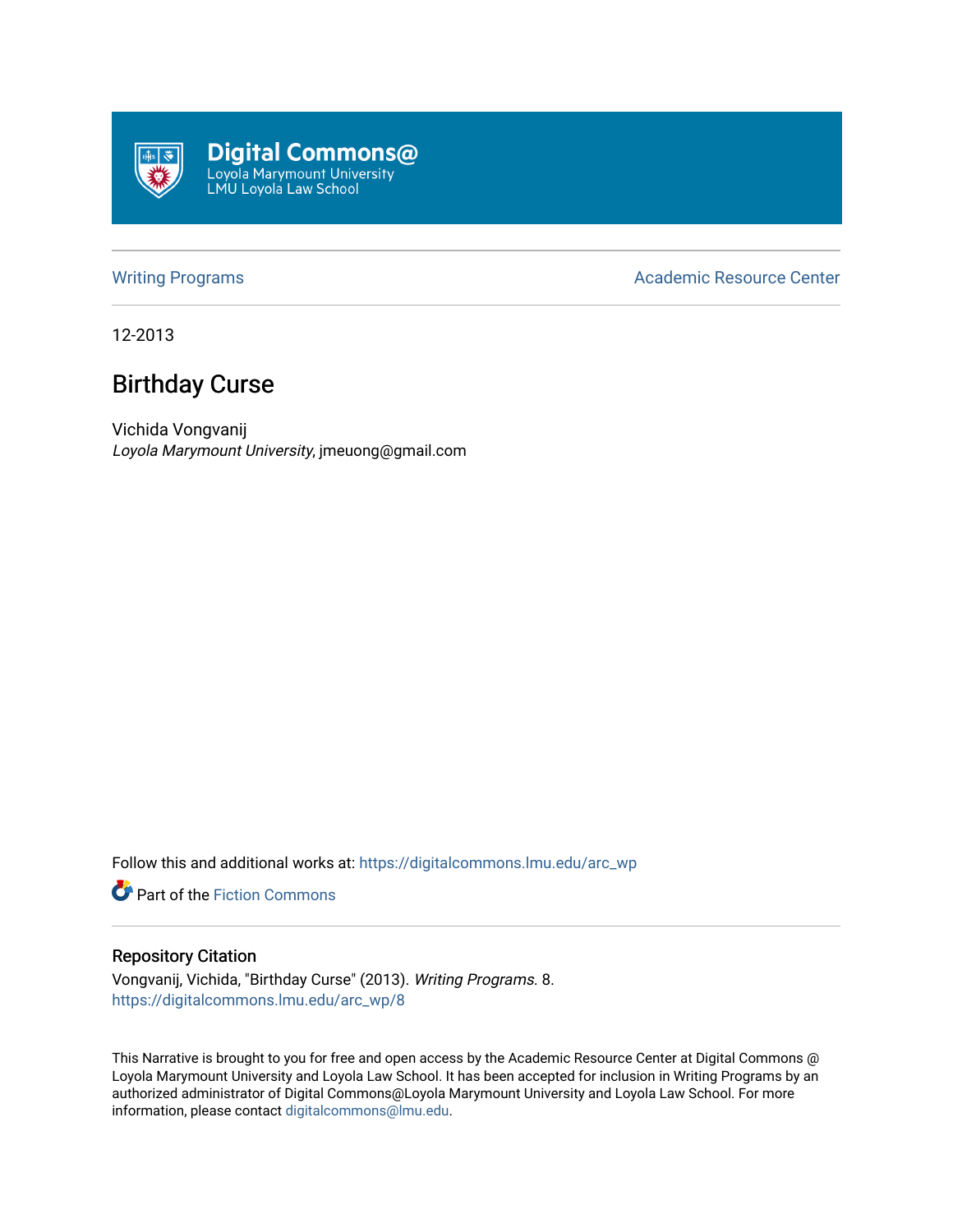Digital Commons@
Loyola Marymount University
LMU Loyola Law School

Writing Programs | Academic Resource Center

12-2013

# Birthday Curse

Vichida Vongvanij
*Loyola Marymount University*, jmeuong@gmail.com

Follow this and additional works at: https://digitalcommons.lmu.edu/arc_wp

Part of the Fiction Commons

### Repository Citation

Vongvanij, Vichida, "Birthday Curse" (2013). *Writing Programs*. 8.
https://digitalcommons.lmu.edu/arc_wp/8

This Narrative is brought to you for free and open access by the Academic Resource Center at Digital Commons @ Loyola Marymount University and Loyola Law School. It has been accepted for inclusion in Writing Programs by an authorized administrator of Digital Commons@Loyola Marymount University and Loyola Law School. For more information, please contact digitalcommons@lmu.edu.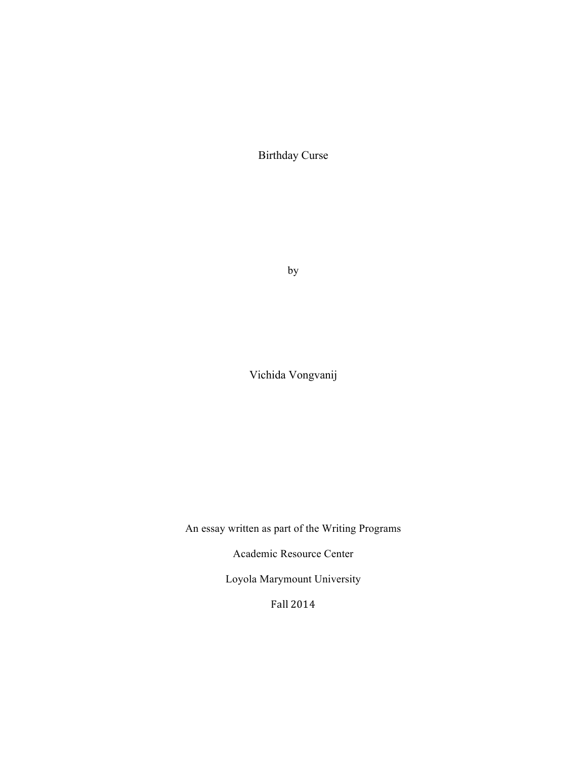# Birthday Curse

by

Vichida Vongvanij

An essay written as part of the Writing Programs

Academic Resource Center

Loyola Marymount University

Fall 2014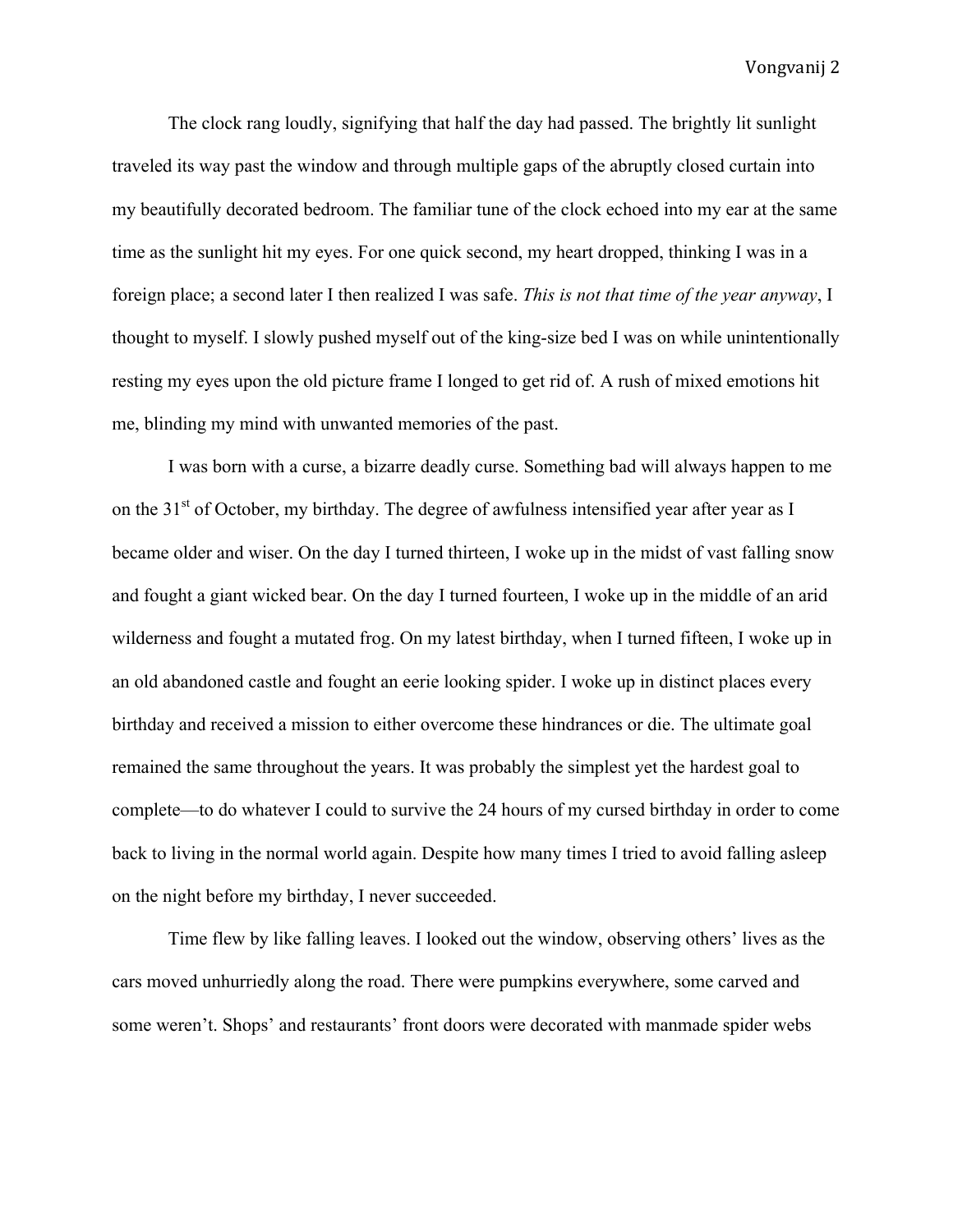The clock rang loudly, signifying that half the day had passed. The brightly lit sunlight traveled its way past the window and through multiple gaps of the abruptly closed curtain into my beautifully decorated bedroom. The familiar tune of the clock echoed into my ear at the same time as the sunlight hit my eyes. For one quick second, my heart dropped, thinking I was in a foreign place; a second later I then realized I was safe. *This is not that time of the year anyway*, I thought to myself. I slowly pushed myself out of the king-size bed I was on while unintentionally resting my eyes upon the old picture frame I longed to get rid of. A rush of mixed emotions hit me, blinding my mind with unwanted memories of the past.

I was born with a curse, a bizarre deadly curse. Something bad will always happen to me on the 31st of October, my birthday. The degree of awfulness intensified year after year as I became older and wiser. On the day I turned thirteen, I woke up in the midst of vast falling snow and fought a giant wicked bear. On the day I turned fourteen, I woke up in the middle of an arid wilderness and fought a mutated frog. On my latest birthday, when I turned fifteen, I woke up in an old abandoned castle and fought an eerie looking spider. I woke up in distinct places every birthday and received a mission to either overcome these hindrances or die. The ultimate goal remained the same throughout the years. It was probably the simplest yet the hardest goal to complete—to do whatever I could to survive the 24 hours of my cursed birthday in order to come back to living in the normal world again. Despite how many times I tried to avoid falling asleep on the night before my birthday, I never succeeded.

Time flew by like falling leaves. I looked out the window, observing others' lives as the cars moved unhurriedly along the road. There were pumpkins everywhere, some carved and some weren't. Shops' and restaurants' front doors were decorated with manmade spider webs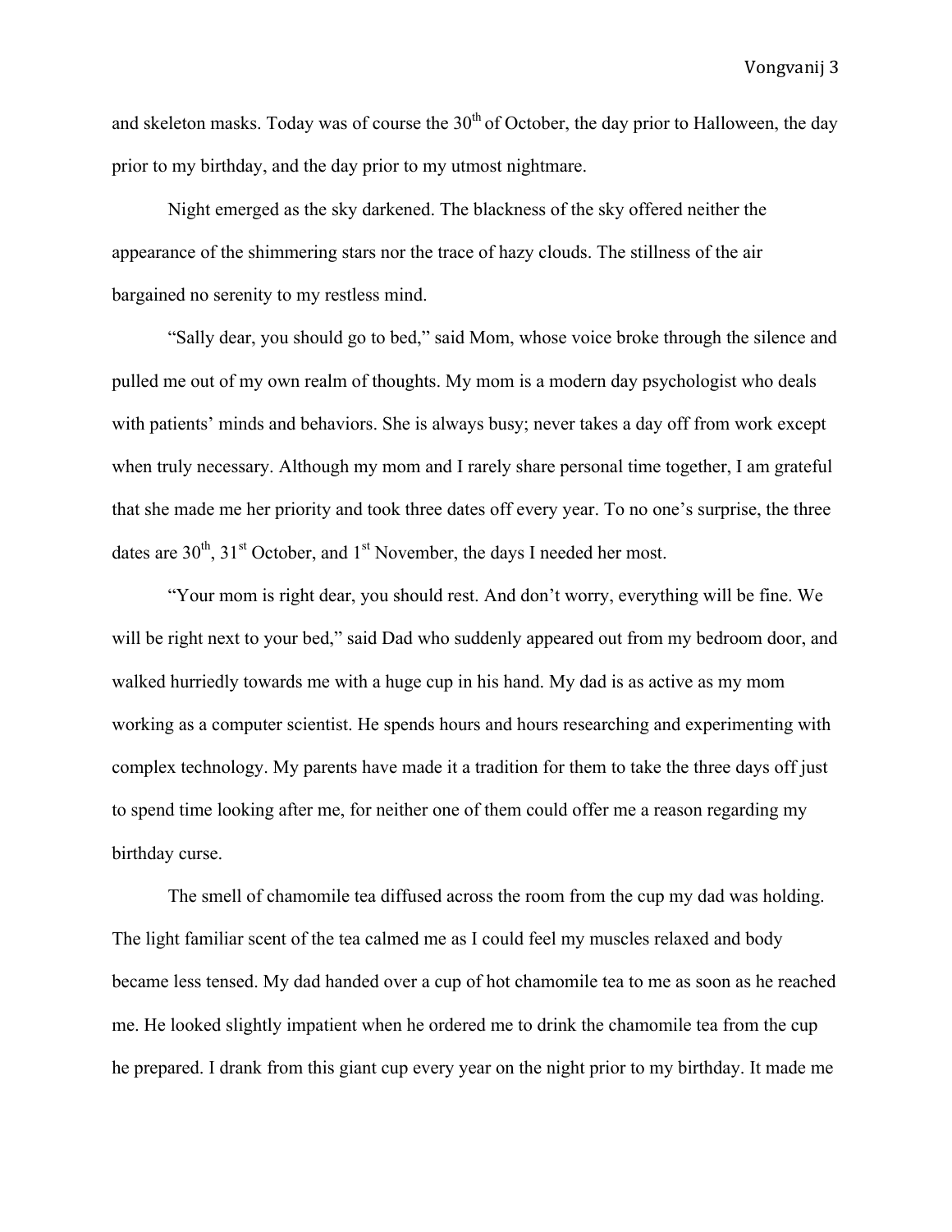and skeleton masks. Today was of course the 30th of October, the day prior to Halloween, the day prior to my birthday, and the day prior to my utmost nightmare.

Night emerged as the sky darkened. The blackness of the sky offered neither the appearance of the shimmering stars nor the trace of hazy clouds. The stillness of the air bargained no serenity to my restless mind.

"Sally dear, you should go to bed," said Mom, whose voice broke through the silence and pulled me out of my own realm of thoughts. My mom is a modern day psychologist who deals with patients' minds and behaviors. She is always busy; never takes a day off from work except when truly necessary. Although my mom and I rarely share personal time together, I am grateful that she made me her priority and took three dates off every year. To no one's surprise, the three dates are 30th, 31st October, and 1st November, the days I needed her most.

"Your mom is right dear, you should rest. And don't worry, everything will be fine. We will be right next to your bed," said Dad who suddenly appeared out from my bedroom door, and walked hurriedly towards me with a huge cup in his hand. My dad is as active as my mom working as a computer scientist. He spends hours and hours researching and experimenting with complex technology. My parents have made it a tradition for them to take the three days off just to spend time looking after me, for neither one of them could offer me a reason regarding my birthday curse.

The smell of chamomile tea diffused across the room from the cup my dad was holding. The light familiar scent of the tea calmed me as I could feel my muscles relaxed and body became less tensed. My dad handed over a cup of hot chamomile tea to me as soon as he reached me. He looked slightly impatient when he ordered me to drink the chamomile tea from the cup he prepared. I drank from this giant cup every year on the night prior to my birthday. It made me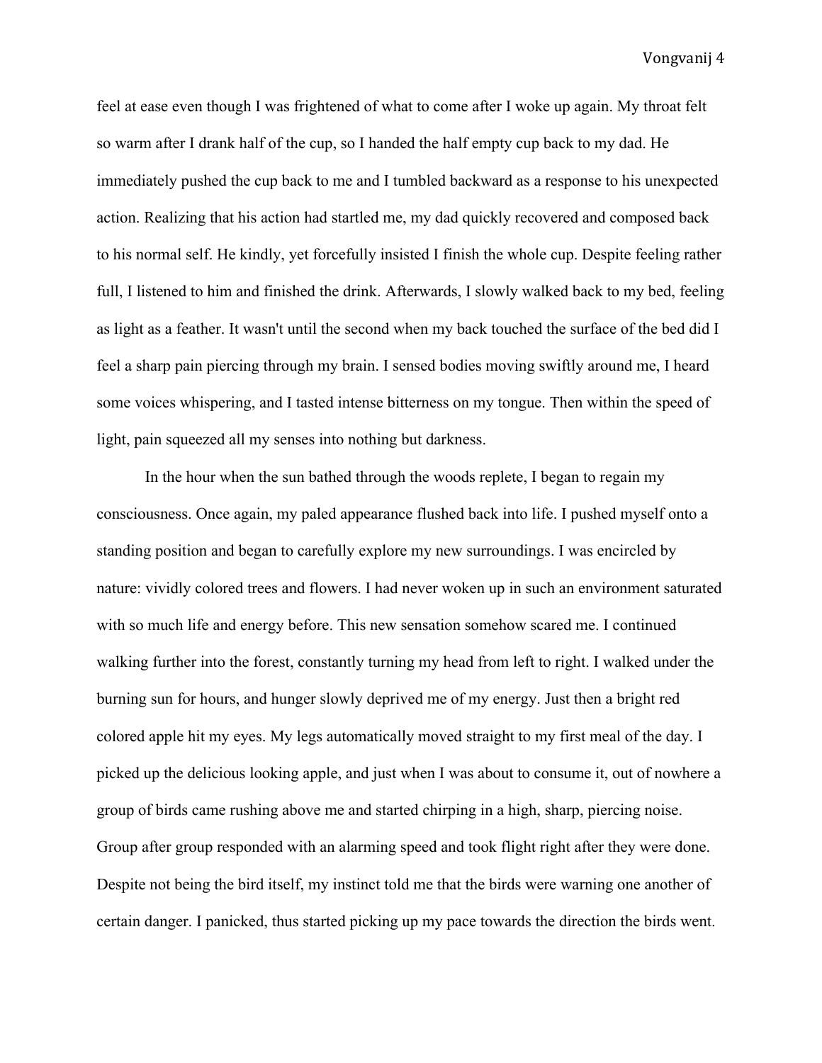feel at ease even though I was frightened of what to come after I woke up again. My throat felt so warm after I drank half of the cup, so I handed the half empty cup back to my dad. He immediately pushed the cup back to me and I tumbled backward as a response to his unexpected action. Realizing that his action had startled me, my dad quickly recovered and composed back to his normal self. He kindly, yet forcefully insisted I finish the whole cup. Despite feeling rather full, I listened to him and finished the drink. Afterwards, I slowly walked back to my bed, feeling as light as a feather. It wasn't until the second when my back touched the surface of the bed did I feel a sharp pain piercing through my brain. I sensed bodies moving swiftly around me, I heard some voices whispering, and I tasted intense bitterness on my tongue. Then within the speed of light, pain squeezed all my senses into nothing but darkness.

In the hour when the sun bathed through the woods replete, I began to regain my consciousness. Once again, my paled appearance flushed back into life. I pushed myself onto a standing position and began to carefully explore my new surroundings. I was encircled by nature: vividly colored trees and flowers. I had never woken up in such an environment saturated with so much life and energy before. This new sensation somehow scared me. I continued walking further into the forest, constantly turning my head from left to right. I walked under the burning sun for hours, and hunger slowly deprived me of my energy. Just then a bright red colored apple hit my eyes. My legs automatically moved straight to my first meal of the day. I picked up the delicious looking apple, and just when I was about to consume it, out of nowhere a group of birds came rushing above me and started chirping in a high, sharp, piercing noise. Group after group responded with an alarming speed and took flight right after they were done. Despite not being the bird itself, my instinct told me that the birds were warning one another of certain danger. I panicked, thus started picking up my pace towards the direction the birds went.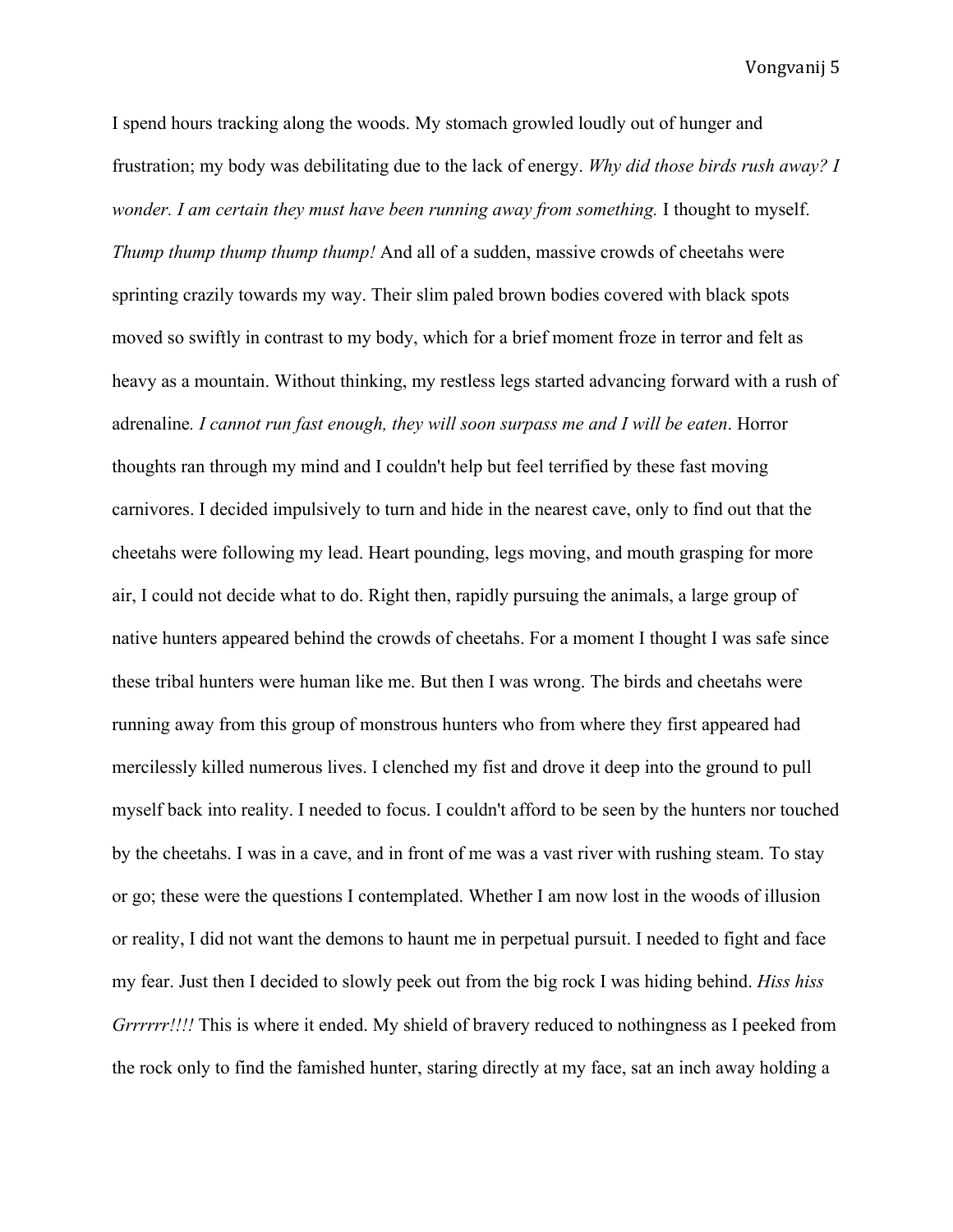I spend hours tracking along the woods. My stomach growled loudly out of hunger and frustration; my body was debilitating due to the lack of energy. *Why did those birds rush away? I wonder. I am certain they must have been running away from something.* I thought to myself. *Thump thump thump thump thump!* And all of a sudden, massive crowds of cheetahs were sprinting crazily towards my way. Their slim paled brown bodies covered with black spots moved so swiftly in contrast to my body, which for a brief moment froze in terror and felt as heavy as a mountain. Without thinking, my restless legs started advancing forward with a rush of adrenaline. *I cannot run fast enough, they will soon surpass me and I will be eaten*. Horror thoughts ran through my mind and I couldn't help but feel terrified by these fast moving carnivores. I decided impulsively to turn and hide in the nearest cave, only to find out that the cheetahs were following my lead. Heart pounding, legs moving, and mouth grasping for more air, I could not decide what to do. Right then, rapidly pursuing the animals, a large group of native hunters appeared behind the crowds of cheetahs. For a moment I thought I was safe since these tribal hunters were human like me. But then I was wrong. The birds and cheetahs were running away from this group of monstrous hunters who from where they first appeared had mercilessly killed numerous lives. I clenched my fist and drove it deep into the ground to pull myself back into reality. I needed to focus. I couldn't afford to be seen by the hunters nor touched by the cheetahs. I was in a cave, and in front of me was a vast river with rushing steam. To stay or go; these were the questions I contemplated. Whether I am now lost in the woods of illusion or reality, I did not want the demons to haunt me in perpetual pursuit. I needed to fight and face my fear. Just then I decided to slowly peek out from the big rock I was hiding behind. *Hiss hiss Grrrrrr!!!!* This is where it ended. My shield of bravery reduced to nothingness as I peeked from the rock only to find the famished hunter, staring directly at my face, sat an inch away holding a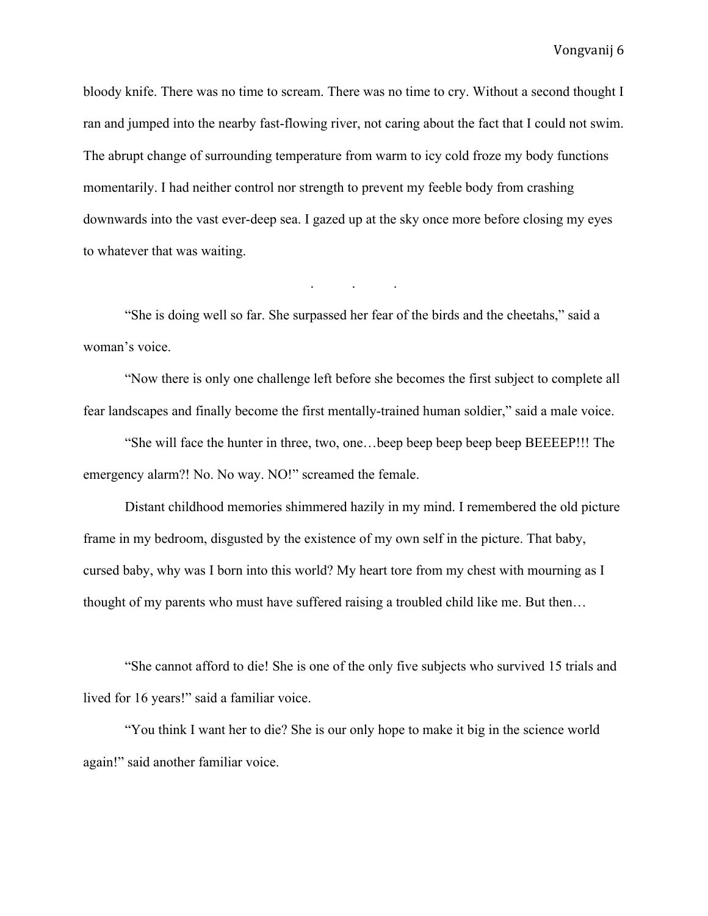bloody knife. There was no time to scream. There was no time to cry. Without a second thought I ran and jumped into the nearby fast-flowing river, not caring about the fact that I could not swim. The abrupt change of surrounding temperature from warm to icy cold froze my body functions momentarily. I had neither control nor strength to prevent my feeble body from crashing downwards into the vast ever-deep sea. I gazed up at the sky once more before closing my eyes to whatever that was waiting.

. . .

"She is doing well so far. She surpassed her fear of the birds and the cheetahs," said a woman's voice.

"Now there is only one challenge left before she becomes the first subject to complete all fear landscapes and finally become the first mentally-trained human soldier," said a male voice.

"She will face the hunter in three, two, one…beep beep beep beep beep BEEEEP!!! The emergency alarm?! No. No way. NO!" screamed the female.

Distant childhood memories shimmered hazily in my mind. I remembered the old picture frame in my bedroom, disgusted by the existence of my own self in the picture. That baby, cursed baby, why was I born into this world? My heart tore from my chest with mourning as I thought of my parents who must have suffered raising a troubled child like me. But then…

"She cannot afford to die! She is one of the only five subjects who survived 15 trials and lived for 16 years!" said a familiar voice.

"You think I want her to die? She is our only hope to make it big in the science world again!" said another familiar voice.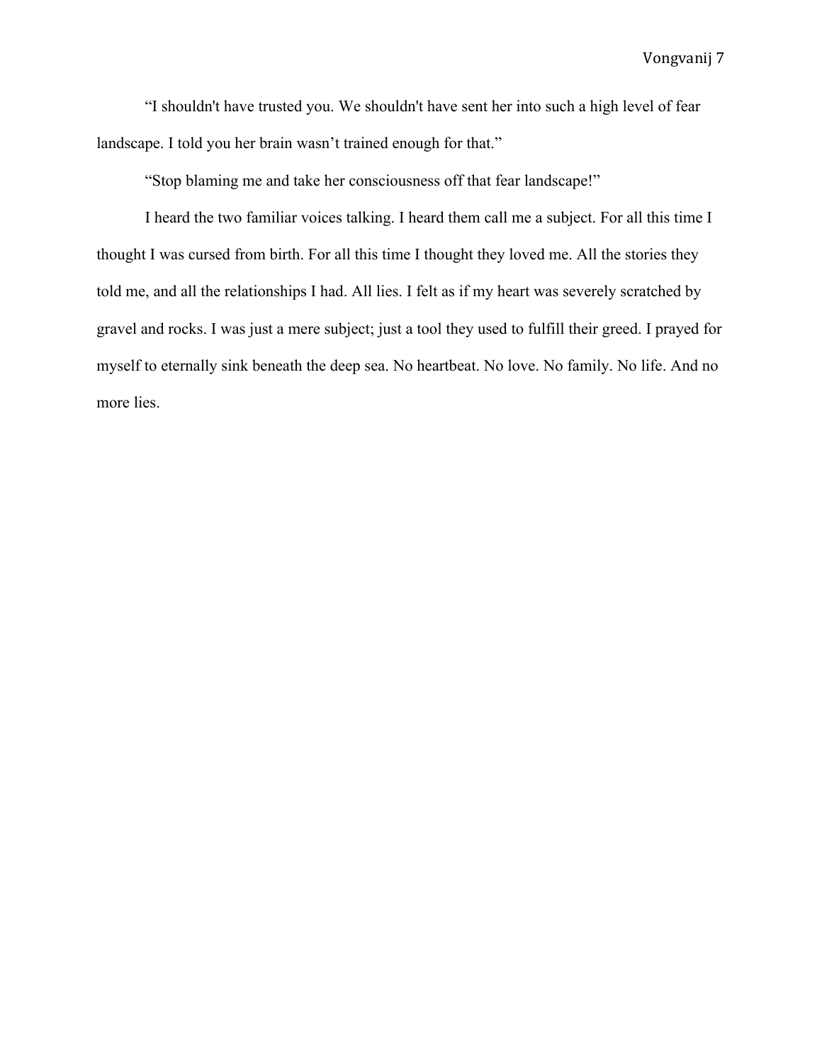“I shouldn't have trusted you. We shouldn't have sent her into such a high level of fear landscape. I told you her brain wasn’t trained enough for that.”

“Stop blaming me and take her consciousness off that fear landscape!”

I heard the two familiar voices talking. I heard them call me a subject. For all this time I thought I was cursed from birth. For all this time I thought they loved me. All the stories they told me, and all the relationships I had. All lies. I felt as if my heart was severely scratched by gravel and rocks. I was just a mere subject; just a tool they used to fulfill their greed. I prayed for myself to eternally sink beneath the deep sea. No heartbeat. No love. No family. No life. And no more lies.